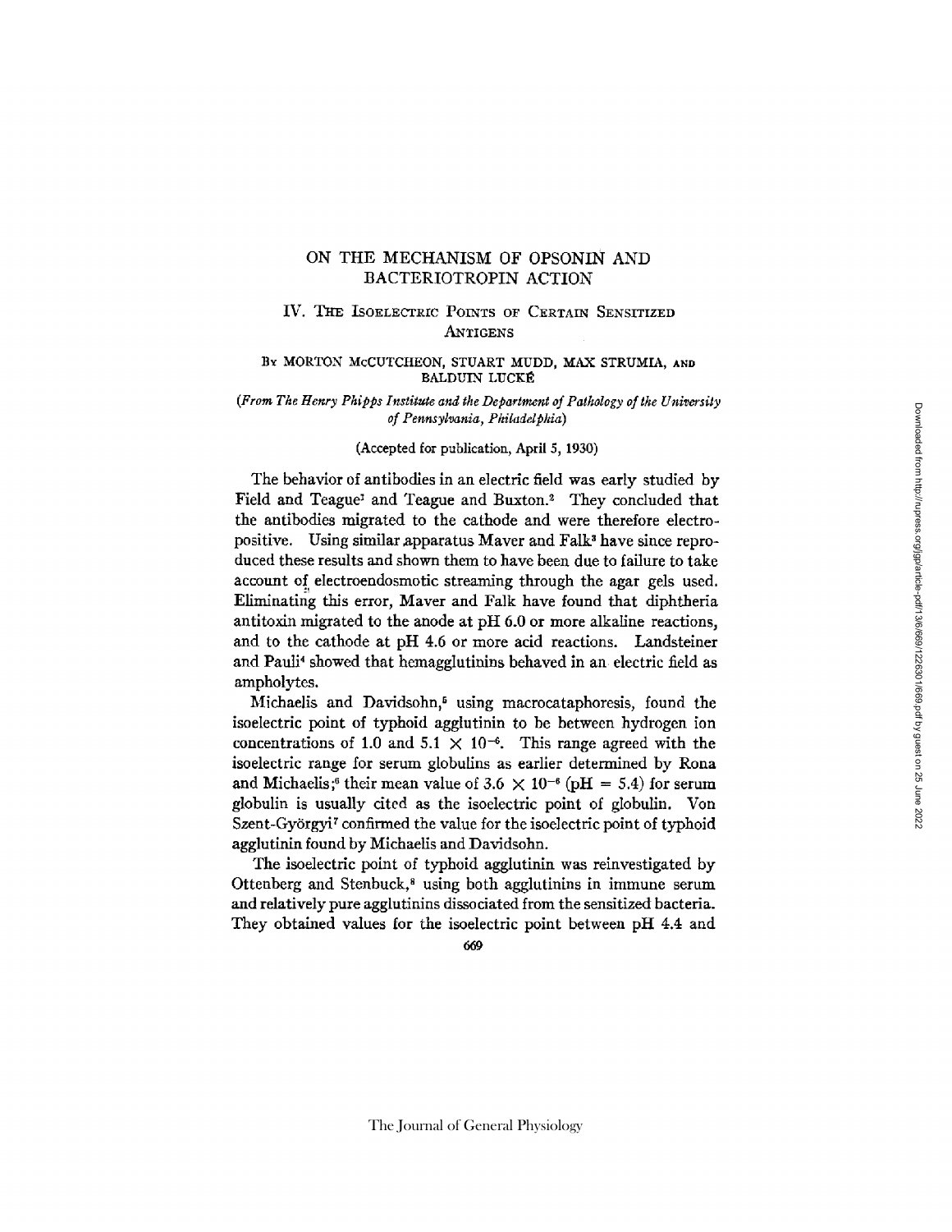# ON THE MECHANISM OF OPSONIN AND BACTERIOTROPIN ACTION

## IV. The Isoelectric Points of Certain Sensitized Antigens

By MORTON McCUTCHEON, STUART MUDD, MAX STRUMIA, and BALDUIN LUCKÉ

*(From The Henry Phipps Institute and the Department of Pathology of the University of Pennsylvania, Philadelphia)*

(Accepted for publication, April 5, 1930)

The behavior of antibodies in an electric field was early studied by Field and Teague[1] and Teague and Buxton.[2] They concluded that the antibodies migrated to the cathode and were therefore electropositive. Using similar apparatus Maver and Falk[3] have since reproduced these results and shown them to have been due to failure to take account of electroendosmotic streaming through the agar gels used. Eliminating this error, Maver and Falk have found that diphtheria antitoxin migrated to the anode at pH 6.0 or more alkaline reactions, and to the cathode at pH 4.6 or more acid reactions. Landsteiner and Pauli[4] showed that hemagglutinins behaved in an electric field as ampholytes.

Michaelis and Davidsohn,[5] using macrocataphoresis, found the isoelectric point of typhoid agglutinin to be between hydrogen ion concentrations of 1.0 and $5.1 \times 10^{-6}$. This range agreed with the isoelectric range for serum globulins as earlier determined by Rona and Michaelis;[6] their mean value of $3.6 \times 10^{-6}$ (pH = 5.4) for serum globulin is usually cited as the isoelectric point of globulin. Von Szent-Györgyi[7] confirmed the value for the isoelectric point of typhoid agglutinin found by Michaelis and Davidsohn.

The isoelectric point of typhoid agglutinin was reinvestigated by Ottenberg and Stenbuck,[8] using both agglutinins in immune serum and relatively pure agglutinins dissociated from the sensitized bacteria. They obtained values for the isoelectric point between pH 4.4 and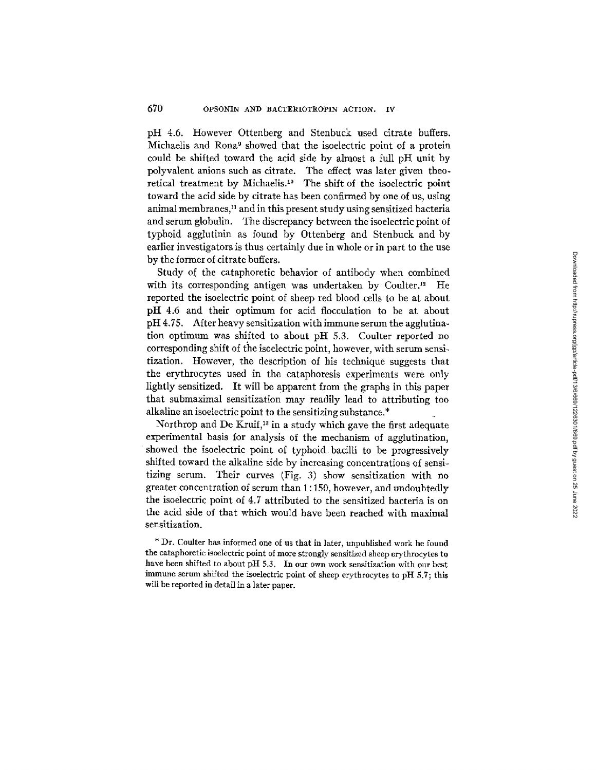pH 4.6. However Ottenberg and Stenbuck used citrate buffers. Michaelis and Rona[9] showed that the isoelectric point of a protein could be shifted toward the acid side by almost a full pH unit by polyvalent anions such as citrate. The effect was later given theoretical treatment by Michaelis.[10] The shift of the isoelectric point toward the acid side by citrate has been confirmed by one of us, using animal membranes,[11] and in this present study using sensitized bacteria and serum globulin. The discrepancy between the isoelectric point of typhoid agglutinin as found by Ottenberg and Stenbuck and by earlier investigators is thus certainly due in whole or in part to the use by the former of citrate buffers.

Study of the cataphoretic behavior of antibody when combined with its corresponding antigen was undertaken by Coulter.[12] He reported the isoelectric point of sheep red blood cells to be at about pH 4.6 and their optimum for acid flocculation to be at about pH 4.75. After heavy sensitization with immune serum the agglutination optimum was shifted to about pH 5.3. Coulter reported no corresponding shift of the isoelectric point, however, with serum sensitization. However, the description of his technique suggests that the erythrocytes used in the cataphoresis experiments were only lightly sensitized. It will be apparent from the graphs in this paper that submaximal sensitization may readily lead to attributing too alkaline an isoelectric point to the sensitizing substance.*

Northrop and De Kruif,[13] in a study which gave the first adequate experimental basis for analysis of the mechanism of agglutination, showed the isoelectric point of typhoid bacilli to be progressively shifted toward the alkaline side by increasing concentrations of sensitizing serum. Their curves (Fig. 3) show sensitization with no greater concentration of serum than 1:150, however, and undoubtedly the isoelectric point of 4.7 attributed to the sensitized bacteria is on the acid side of that which would have been reached with maximal sensitization.

* Dr. Coulter has informed one of us that in later, unpublished work he found the cataphoretic isoelectric point of more strongly sensitized sheep erythrocytes to have been shifted to about pH 5.3. In our own work sensitization with our best immune serum shifted the isoelectric point of sheep erythrocytes to pH 5.7; this will be reported in detail in a later paper.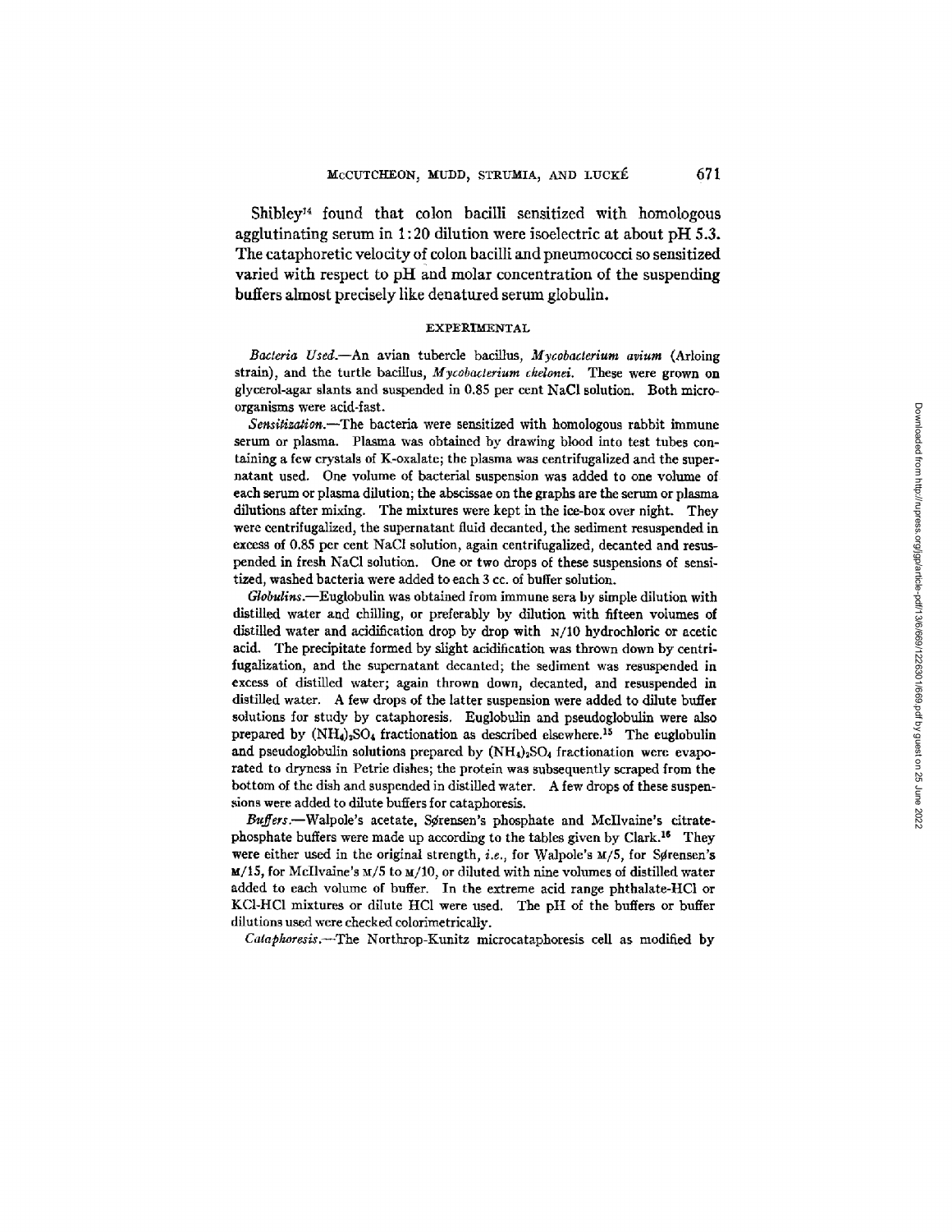Shibley[14] found that colon bacilli sensitized with homologous agglutinating serum in 1:20 dilution were isoelectric at about pH 5.3. The cataphoretic velocity of colon bacilli and pneumococci so sensitized varied with respect to pH and molar concentration of the suspending buffers almost precisely like denatured serum globulin.

## EXPERIMENTAL

*Bacteria Used.*—An avian tubercle bacillus, *Mycobacterium avium* (Arloing strain), and the turtle bacillus, *Mycobacterium chelonei*. These were grown on glycerol-agar slants and suspended in 0.85 per cent NaCl solution. Both microorganisms were acid-fast.

*Sensitization.*—The bacteria were sensitized with homologous rabbit immune serum or plasma. Plasma was obtained by drawing blood into test tubes containing a few crystals of K-oxalate; the plasma was centrifugalized and the supernatant used. One volume of bacterial suspension was added to one volume of each serum or plasma dilution; the abscissae on the graphs are the serum or plasma dilutions after mixing. The mixtures were kept in the ice-box over night. They were centrifugalized, the supernatant fluid decanted, the sediment resuspended in excess of 0.85 per cent NaCl solution, again centrifugalized, decanted and resuspended in fresh NaCl solution. One or two drops of these suspensions of sensitized, washed bacteria were added to each 3 cc. of buffer solution.

*Globulins.*—Euglobulin was obtained from immune sera by simple dilution with distilled water and chilling, or preferably by dilution with fifteen volumes of distilled water and acidification drop by drop with N/10 hydrochloric or acetic acid. The precipitate formed by slight acidification was thrown down by centrifugalization, and the supernatant decanted; the sediment was resuspended in excess of distilled water; again thrown down, decanted, and resuspended in distilled water. A few drops of the latter suspension were added to dilute buffer solutions for study by cataphoresis. Euglobulin and pseudoglobulin were also prepared by $(NH_4)_2SO_4$ fractionation as described elsewhere.[15] The euglobulin and pseudoglobulin solutions prepared by $(NH_4)_2SO_4$ fractionation were evaporated to dryness in Petrie dishes; the protein was subsequently scraped from the bottom of the dish and suspended in distilled water. A few drops of these suspensions were added to dilute buffers for cataphoresis.

*Buffers.*—Walpole's acetate, Sørensen's phosphate and McIlvaine's citrate-phosphate buffers were made up according to the tables given by Clark.[16] They were either used in the original strength, *i.e.*, for Walpole's M/5, for Sørensen's M/15, for McIlvaine's M/5 to M/10, or diluted with nine volumes of distilled water added to each volume of buffer. In the extreme acid range phthalate-HCl or KCl-HCl mixtures or dilute HCl were used. The pH of the buffers or buffer dilutions used were checked colorimetrically.

*Cataphoresis.*—The Northrop-Kunitz microcataphoresis cell as modified by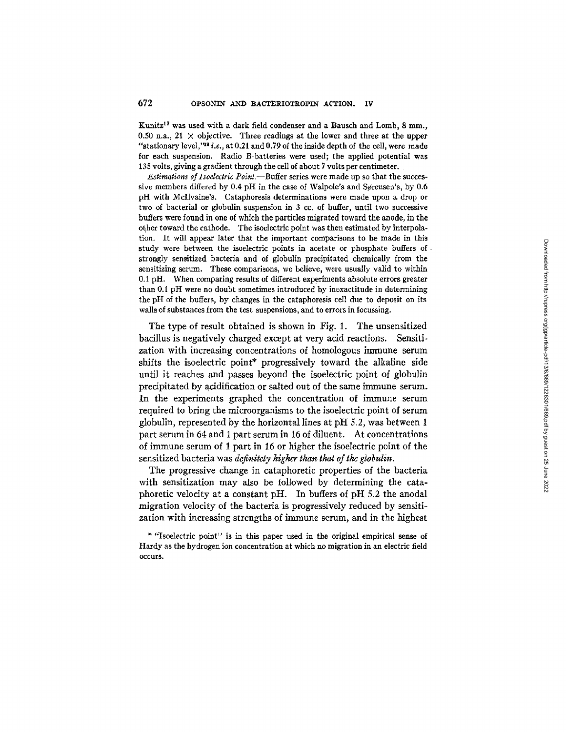Kunitz[17] was used with a dark field condenser and a Bausch and Lomb, 8 mm., 0.50 n.a., 21 × objective. Three readings at the lower and three at the upper "stationary level,"[18] *i.e.*, at 0.21 and 0.79 of the inside depth of the cell, were made for each suspension. Radio B-batteries were used; the applied potential was 135 volts, giving a gradient through the cell of about 7 volts per centimeter.

*Estimations of Isoelectric Point.*—Buffer series were made up so that the successive members differed by 0.4 pH in the case of Walpole's and Sørensen's, by 0.6 pH with McIlvaine's. Cataphoresis determinations were made upon a drop or two of bacterial or globulin suspension in 3 cc. of buffer, until two successive buffers were found in one of which the particles migrated toward the anode, in the other toward the cathode. The isoelectric point was then estimated by interpolation. It will appear later that the important comparisons to be made in this study were between the isoelectric points in acetate or phosphate buffers of strongly sensitized bacteria and of globulin precipitated chemically from the sensitizing serum. These comparisons, we believe, were usually valid to within 0.1 pH. When comparing results of different experiments absolute errors greater than 0.1 pH were no doubt sometimes introduced by inexactitude in determining the pH of the buffers, by changes in the cataphoresis cell due to deposit on its walls of substances from the test suspensions, and to errors in focussing.

The type of result obtained is shown in Fig. 1. The unsensitized bacillus is negatively charged except at very acid reactions. Sensitization with increasing concentrations of homologous immune serum shifts the isoelectric point* progressively toward the alkaline side until it reaches and passes beyond the isoelectric point of globulin precipitated by acidification or salted out of the same immune serum. In the experiments graphed the concentration of immune serum required to bring the microorganisms to the isoelectric point of serum globulin, represented by the horizontal lines at pH 5.2, was between 1 part serum in 64 and 1 part serum in 16 of diluent. At concentrations of immune serum of 1 part in 16 or higher the isoelectric point of the sensitized bacteria was *definitely higher than that of the globulin*.

The progressive change in cataphoretic properties of the bacteria with sensitization may also be followed by determining the cataphoretic velocity at a constant pH. In buffers of pH 5.2 the anodal migration velocity of the bacteria is progressively reduced by sensitization with increasing strengths of immune serum, and in the highest

\* "Isoelectric point" is in this paper used in the original empirical sense of Hardy as the hydrogen ion concentration at which no migration in an electric field occurs.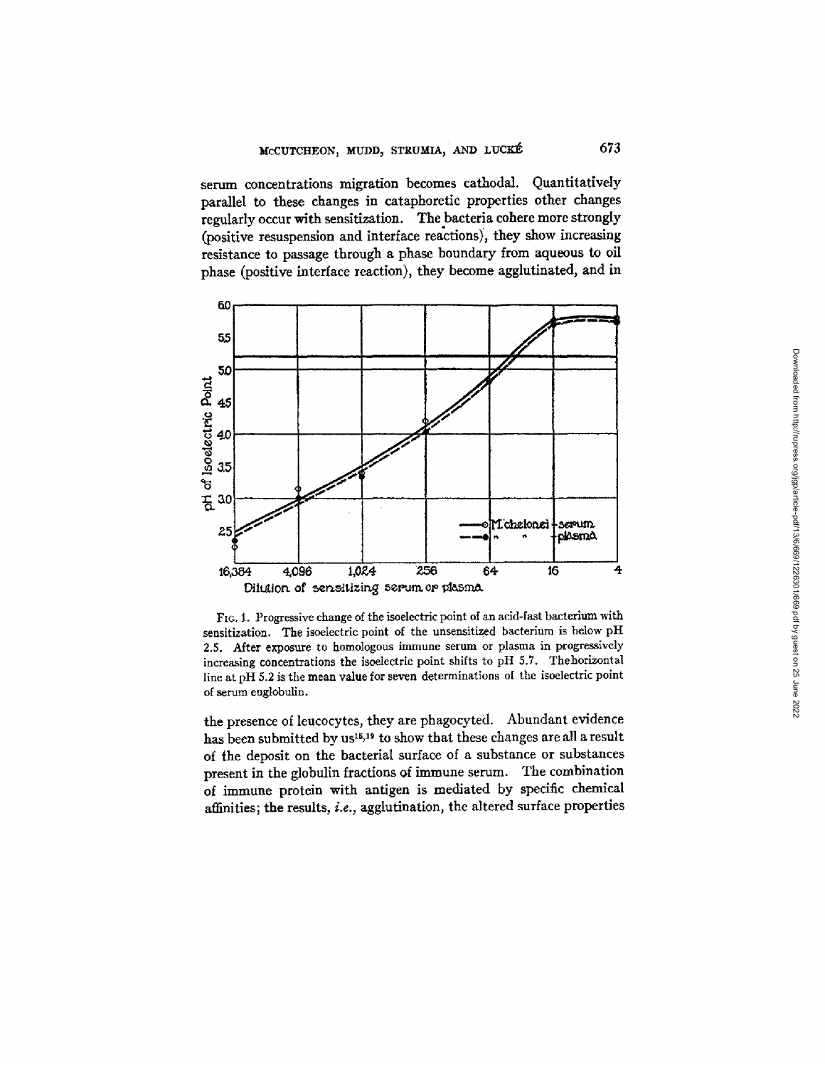serum concentrations migration becomes cathodal. Quantitatively parallel to these changes in cataphoretic properties other changes regularly occur with sensitization. The bacteria cohere more strongly (positive resuspension and interface reactions), they show increasing resistance to passage through a phase boundary from aqueous to oil phase (positive interface reaction), they become agglutinated, and in

FIG. 1. Progressive change of the isoelectric point of an acid-fast bacterium with sensitization. The isoelectric point of the unsensitized bacterium is below pH 2.5. After exposure to homologous immune serum or plasma in progressively increasing concentrations the isoelectric point shifts to pH 5.7. The horizontal line at pH 5.2 is the mean value for seven determinations of the isoelectric point of serum euglobulin.

the presence of leucocytes, they are phagocyted. Abundant evidence has been submitted by us[15,19] to show that these changes are all a result of the deposit on the bacterial surface of a substance or substances present in the globulin fractions of immune serum. The combination of immune protein with antigen is mediated by specific chemical affinities; the results, *i.e.*, agglutination, the altered surface properties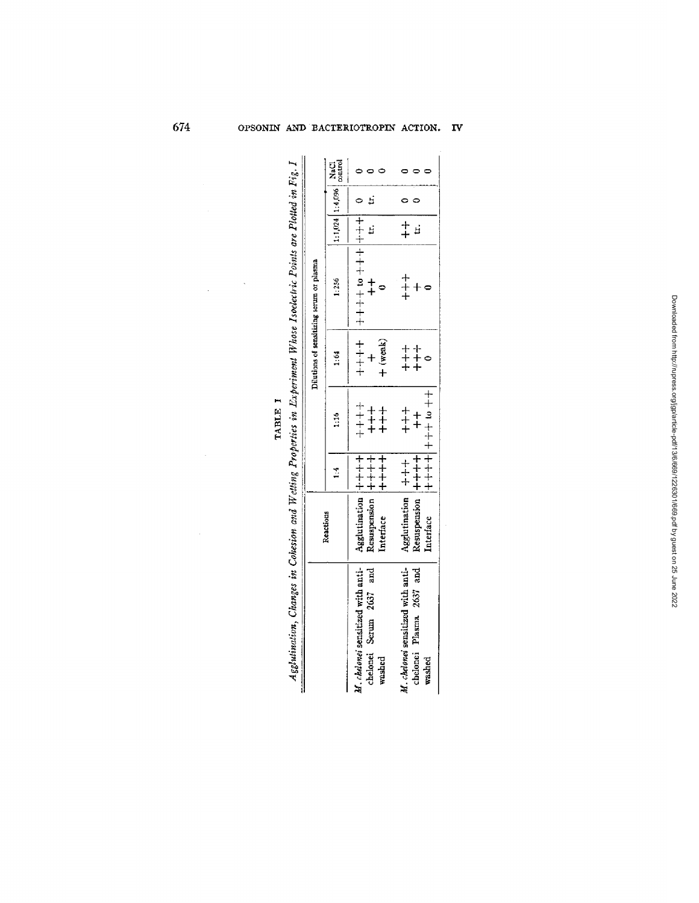TABLE I

*Agglutination, Changes in Cohesion and Wetting Properties in Experiment Whose Isoelectric Points are Plotted in Fig. 1*

| | Reactions | Dilutions of sensitizing serum or plasma | | | | | | |
|---|---|---|---|---|---|---|---|---|
| | | 1:4 | 1:16 | 1:64 | 1:256 | 1:1,024 | 1:4,096 | NaCl control |
| *M. chelonei* sensitized with anti-chelonei Serum 2637 and washed | Agglutination | ++++ | ++++ | ++++ | ++++ to ++++ | ++++ | 0 | 0 |
| | Resuspension | ++++ | +++ | + | ++ | tr. | tr. | 0 |
| | Interface | ++++ | +++ | + (weak) | 0 | | | 0 |
| *M. chelonei* sensitized with anti-chelonei Plasma 2637 and washed | Agglutination | +++ | +++ | +++ | +++ | ++ | 0 | 0 |
| | Resuspension | ++++ | ++ | +++ | + | tr. | 0 | 0 |
| | Interface | ++++ | +++ to ++ | 0 | 0 | | | 0 |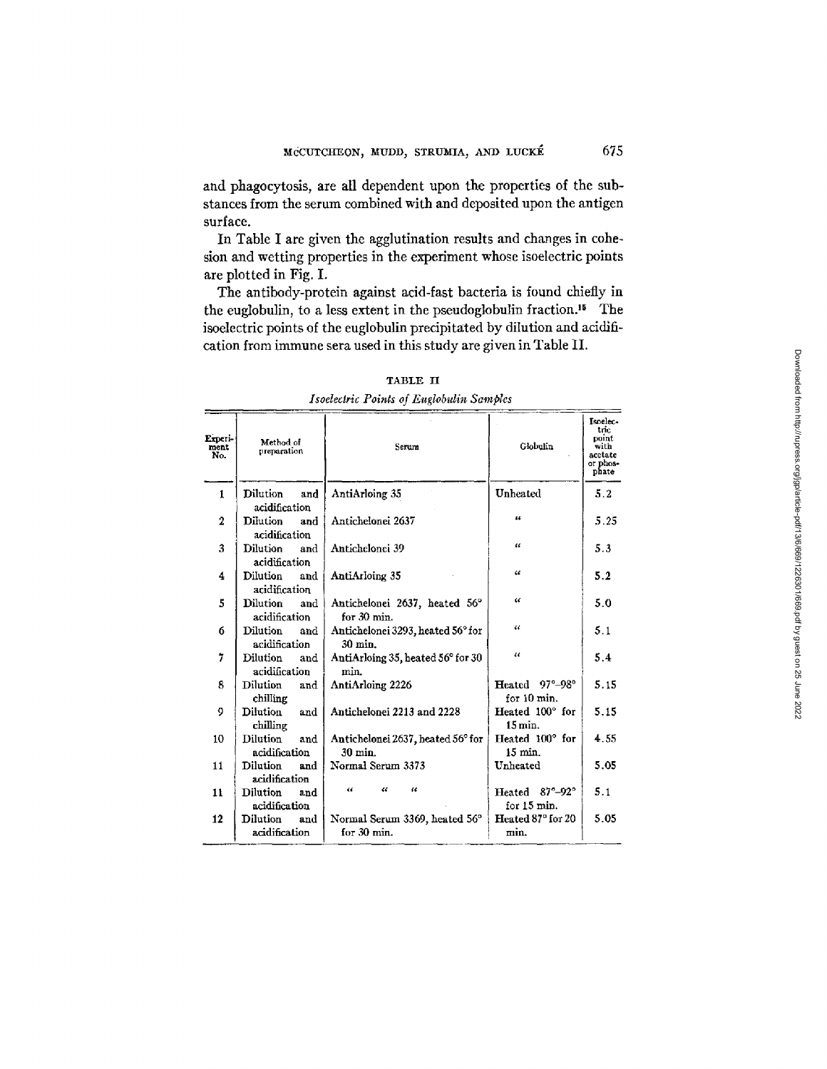and phagocytosis, are all dependent upon the properties of the substances from the serum combined with and deposited upon the antigen surface.

In Table I are given the agglutination results and changes in cohesion and wetting properties in the experiment whose isoelectric points are plotted in Fig. I.

The antibody-protein against acid-fast bacteria is found chiefly in the euglobulin, to a less extent in the pseudoglobulin fraction.[15] The isoelectric points of the euglobulin precipitated by dilution and acidification from immune sera used in this study are given in Table II.

TABLE II

*Isoelectric Points of Euglobulin Samples*

| Experiment No. | Method of preparation | Serum | Globulin | Isoelectric point with acetate or phosphate |
|---|---|---|---|---|
| 1 | Dilution and acidification | AntiArloing 35 | Unheated | 5.2 |
| 2 | Dilution and acidification | Antichelonei 2637 | " | 5.25 |
| 3 | Dilution and acidification | Antichelonei 39 | " | 5.3 |
| 4 | Dilution and acidification | AntiArloing 35 | " | 5.2 |
| 5 | Dilution and acidification | Antichelonei 2637, heated 56° for 30 min. | " | 5.0 |
| 6 | Dilution and acidification | Antichelonei 3293, heated 56° for 30 min. | " | 5.1 |
| 7 | Dilution and acidification | AntiArloing 35, heated 56° for 30 min. | " | 5.4 |
| 8 | Dilution and chilling | AntiArloing 2226 | Heated 97°–98° for 10 min. | 5.15 |
| 9 | Dilution and chilling | Antichelonei 2213 and 2228 | Heated 100° for 15 min. | 5.15 |
| 10 | Dilution and acidification | Antichelonei 2637, heated 56° for 30 min. | Heated 100° for 15 min. | 4.55 |
| 11 | Dilution and acidification | Normal Serum 3373 | Unheated | 5.05 |
| 11 | Dilution and acidification | " " " | Heated 87°–92° for 15 min. | 5.1 |
| 12 | Dilution and acidification | Normal Serum 3369, heated 56° for 30 min. | Heated 87° for 20 min. | 5.05 |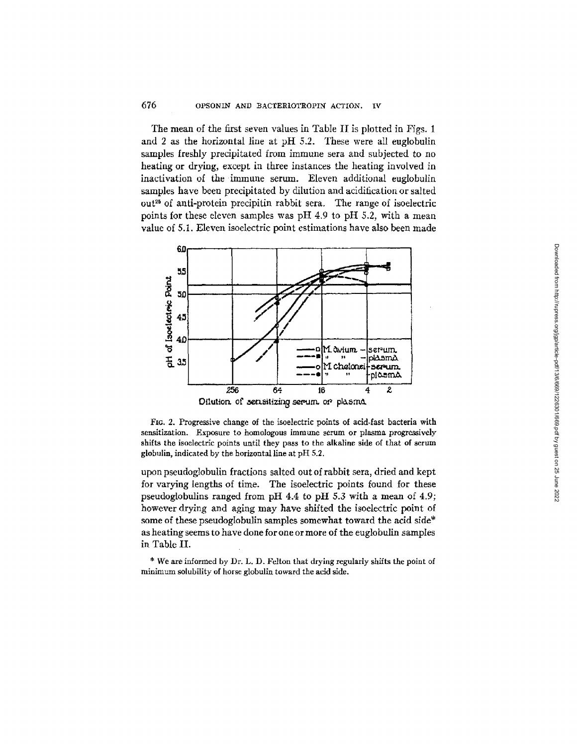The mean of the first seven values in Table II is plotted in Figs. 1 and 2 as the horizontal line at pH 5.2. These were all euglobulin samples freshly precipitated from immune sera and subjected to no heating or drying, except in three instances the heating involved in inactivation of the immune serum. Eleven additional euglobulin samples have been precipitated by dilution and acidification or salted out[26] of anti-protein precipitin rabbit sera. The range of isoelectric points for these eleven samples was pH 4.9 to pH 5.2, with a mean value of 5.1. Eleven isoelectric point estimations have also been made

FIG. 2. Progressive change of the isoelectric points of acid-fast bacteria with sensitization. Exposure to homologous immune serum or plasma progressively shifts the isoelectric points until they pass to the alkaline side of that of serum globulin, indicated by the horizontal line at pH 5.2.

upon pseudoglobulin fractions salted out of rabbit sera, dried and kept for varying lengths of time. The isoelectric points found for these pseudoglobulins ranged from pH 4.4 to pH 5.3 with a mean of 4.9; however drying and aging may have shifted the isoelectric point of some of these pseudoglobulin samples somewhat toward the acid side* as heating seems to have done for one or more of the euglobulin samples in Table II.

\* We are informed by Dr. L. D. Felton that drying regularly shifts the point of minimum solubility of horse globulin toward the acid side.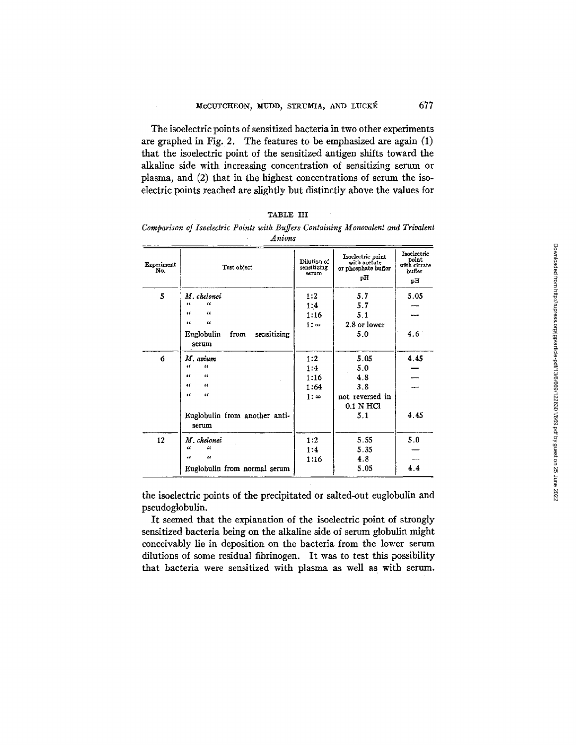The isoelectric points of sensitized bacteria in two other experiments are graphed in Fig. 2. The features to be emphasized are again (1) that the isoelectric point of the sensitized antigen shifts toward the alkaline side with increasing concentration of sensitizing serum or plasma, and (2) that in the highest concentrations of serum the isoelectric points reached are slightly but distinctly above the values for

TABLE III

*Comparison of Isoelectric Points with Buffers Containing Monovalent and Trivalent Anions*

| Experiment No. | Test object | Dilution of sensitizing serum | Isoelectric point with acetate or phosphate buffer pH | Isoelectric point with citrate buffer pH |
|---|---|---|---|---|
| 5 | *M. chelonei* | 1:2 | 5.7 | 5.05 |
| | " " | 1:4 | 5.7 | — |
| | " " | 1:16 | 5.1 | — |
| | " " | 1:∞ | 2.8 or lower | |
| | Euglobulin from sensitizing serum | | 5.0 | 4.6 |
| 6 | *M. avium* | 1:2 | 5.05 | 4.45 |
| | " " | 1:4 | 5.0 | — |
| | " " | 1:16 | 4.8 | — |
| | " " | 1:64 | 3.8 | — |
| | " " | 1:∞ | not reversed in 0.1 N HCl | |
| | Euglobulin from another antiserum | | 5.1 | 4.45 |
| 12 | *M. chelonei* | 1:2 | 5.55 | 5.0 |
| | " " | 1:4 | 5.35 | — |
| | " " | 1:16 | 4.8 | — |
| | Euglobulin from normal serum | | 5.05 | 4.4 |

the isoelectric points of the precipitated or salted-out euglobulin and pseudoglobulin.

It seemed that the explanation of the isoelectric point of strongly sensitized bacteria being on the alkaline side of serum globulin might conceivably lie in deposition on the bacteria from the lower serum dilutions of some residual fibrinogen. It was to test this possibility that bacteria were sensitized with plasma as well as with serum.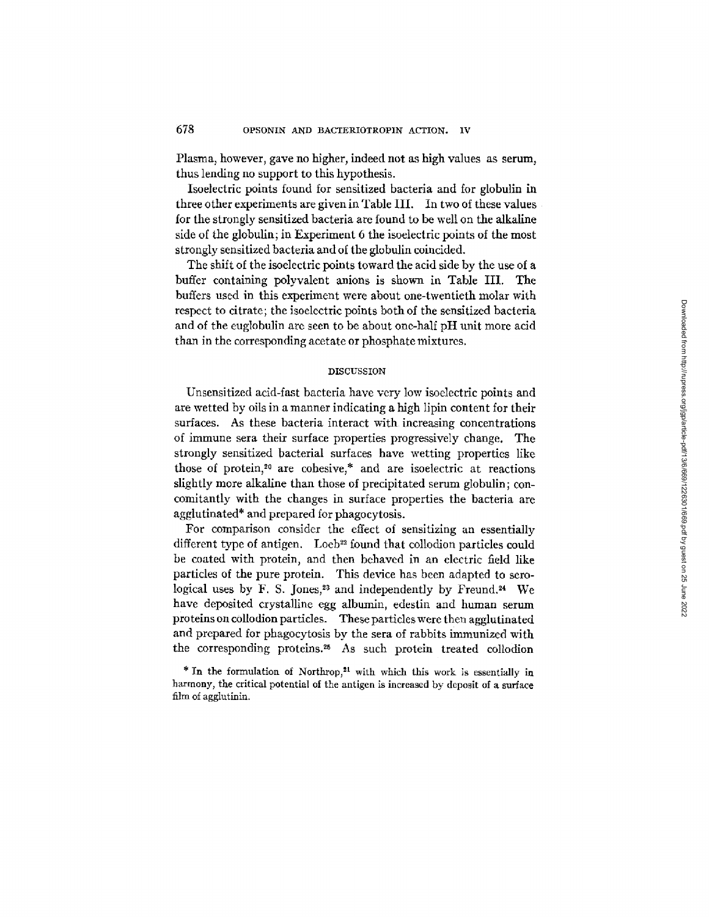Plasma, however, gave no higher, indeed not as high values as serum, thus lending no support to this hypothesis.

Isoelectric points found for sensitized bacteria and for globulin in three other experiments are given in Table III. In two of these values for the strongly sensitized bacteria are found to be well on the alkaline side of the globulin; in Experiment 6 the isoelectric points of the most strongly sensitized bacteria and of the globulin coincided.

The shift of the isoelectric points toward the acid side by the use of a buffer containing polyvalent anions is shown in Table III. The buffers used in this experiment were about one-twentieth molar with respect to citrate; the isoelectric points both of the sensitized bacteria and of the euglobulin are seen to be about one-half pH unit more acid than in the corresponding acetate or phosphate mixtures.

## DISCUSSION

Unsensitized acid-fast bacteria have very low isoelectric points and are wetted by oils in a manner indicating a high lipin content for their surfaces. As these bacteria interact with increasing concentrations of immune sera their surface properties progressively change. The strongly sensitized bacterial surfaces have wetting properties like those of protein,[20] are cohesive,* and are isoelectric at reactions slightly more alkaline than those of precipitated serum globulin; concomitantly with the changes in surface properties the bacteria are agglutinated* and prepared for phagocytosis.

For comparison consider the effect of sensitizing an essentially different type of antigen. Loeb[22] found that collodion particles could be coated with protein, and then behaved in an electric field like particles of the pure protein. This device has been adapted to serological uses by F. S. Jones,[23] and independently by Freund.[24] We have deposited crystalline egg albumin, edestin and human serum proteins on collodion particles. These particles were then agglutinated and prepared for phagocytosis by the sera of rabbits immunized with the corresponding proteins.[25] As such protein treated collodion

\* In the formulation of Northrop,[21] with which this work is essentially in harmony, the critical potential of the antigen is increased by deposit of a surface film of agglutinin.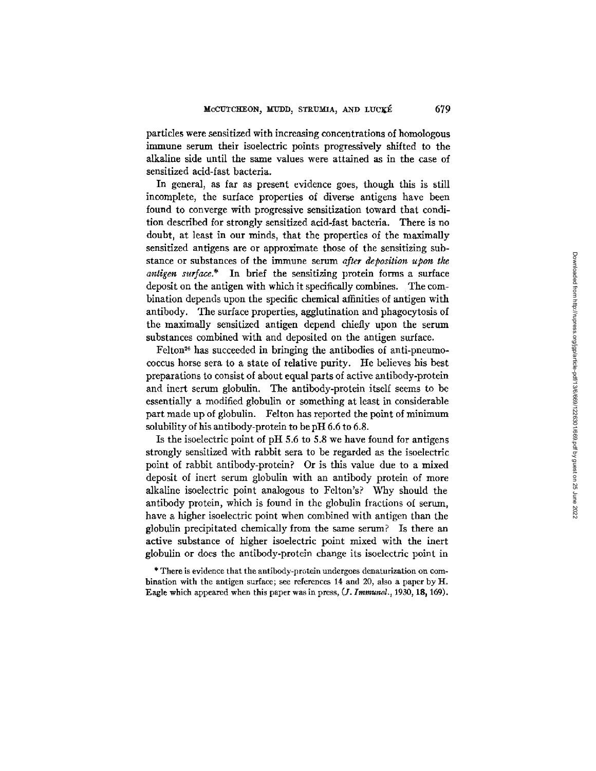particles were sensitized with increasing concentrations of homologous immune serum their isoelectric points progressively shifted to the alkaline side until the same values were attained as in the case of sensitized acid-fast bacteria.

In general, as far as present evidence goes, though this is still incomplete, the surface properties of diverse antigens have been found to converge with progressive sensitization toward that condition described for strongly sensitized acid-fast bacteria. There is no doubt, at least in our minds, that the properties of the maximally sensitized antigens are or approximate those of the sensitizing substance or substances of the immune serum *after deposition upon the antigen surface.** In brief the sensitizing protein forms a surface deposit on the antigen with which it specifically combines. The combination depends upon the specific chemical affinities of antigen with antibody. The surface properties, agglutination and phagocytosis of the maximally sensitized antigen depend chiefly upon the serum substances combined with and deposited on the antigen surface.

Felton[26] has succeeded in bringing the antibodies of anti-pneumococcus horse sera to a state of relative purity. He believes his best preparations to consist of about equal parts of active antibody-protein and inert serum globulin. The antibody-protein itself seems to be essentially a modified globulin or something at least in considerable part made up of globulin. Felton has reported the point of minimum solubility of his antibody-protein to be pH 6.6 to 6.8.

Is the isoelectric point of pH 5.6 to 5.8 we have found for antigens strongly sensitized with rabbit sera to be regarded as the isoelectric point of rabbit antibody-protein? Or is this value due to a mixed deposit of inert serum globulin with an antibody protein of more alkaline isoelectric point analogous to Felton's? Why should the antibody protein, which is found in the globulin fractions of serum, have a higher isoelectric point when combined with antigen than the globulin precipitated chemically from the same serum? Is there an active substance of higher isoelectric point mixed with the inert globulin or does the antibody-protein change its isoelectric point in

\* There is evidence that the antibody-protein undergoes denaturization on combination with the antigen surface; see references 14 and 20, also a paper by H. Eagle which appeared when this paper was in press, (*J. Immunol.*, 1930, **18**, 169).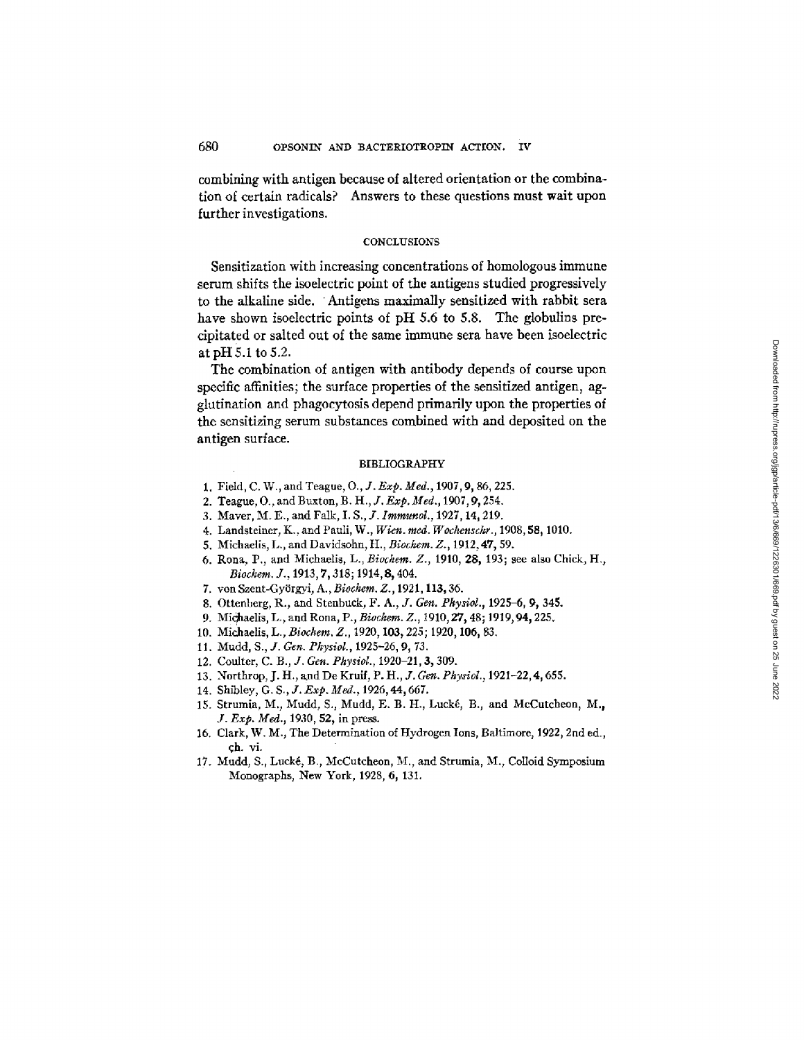combining with antigen because of altered orientation or the combination of certain radicals? Answers to these questions must wait upon further investigations.

## CONCLUSIONS

Sensitization with increasing concentrations of homologous immune serum shifts the isoelectric point of the antigens studied progressively to the alkaline side. Antigens maximally sensitized with rabbit sera have shown isoelectric points of pH 5.6 to 5.8. The globulins precipitated or salted out of the same immune sera have been isoelectric at pH 5.1 to 5.2.

The combination of antigen with antibody depends of course upon specific affinities; the surface properties of the sensitized antigen, agglutination and phagocytosis depend primarily upon the properties of the sensitizing serum substances combined with and deposited on the antigen surface.

## BIBLIOGRAPHY

1. Field, C. W., and Teague, O., *J. Exp. Med.*, 1907, **9**, 86, 225.
2. Teague, O., and Buxton, B. H., *J. Exp. Med.*, 1907, **9**, 254.
3. Maver, M. E., and Falk, I. S., *J. Immunol.*, 1927, **14**, 219.
4. Landsteiner, K., and Pauli, W., *Wien. med. Wochenschr.*, 1908, **58**, 1010.
5. Michaelis, L., and Davidsohn, H., *Biochem. Z.*, 1912, **47**, 59.
6. Rona, P., and Michaelis, L., *Biochem. Z.*, 1910, **28**, 193; see also Chick, H., *Biochem. J.*, 1913, **7**, 318; 1914, **8**, 404.
7. von Szent-Györgyi, A., *Biochem. Z.*, 1921, **113**, 36.
8. Ottenberg, R., and Stenbuck, F. A., *J. Gen. Physiol.*, 1925–6, **9**, 345.
9. Michaelis, L., and Rona, P., *Biochem. Z.*, 1910, **27**, 48; 1919, **94**, 225.
10. Michaelis, L., *Biochem. Z.*, 1920, **103**, 225; 1920, **106**, 83.
11. Mudd, S., *J. Gen. Physiol.*, 1925–26, **9**, 73.
12. Coulter, C. B., *J. Gen. Physiol.*, 1920–21, **3**, 309.
13. Northrop, J. H., and De Kruif, P. H., *J. Gen. Physiol.*, 1921–22, **4**, 655.
14. Shibley, G. S., *J. Exp. Med.*, 1926, **44**, 667.
15. Strumia, M., Mudd, S., Mudd, E. B. H., Lucké, B., and McCutcheon, M., *J. Exp. Med.*, 1930, **52**, in press.
16. Clark, W. M., The Determination of Hydrogen Ions, Baltimore, 1922, 2nd ed., ch. vi.
17. Mudd, S., Lucké, B., McCutcheon, M., and Strumia, M., Colloid Symposium Monographs, New York, 1928, **6**, 131.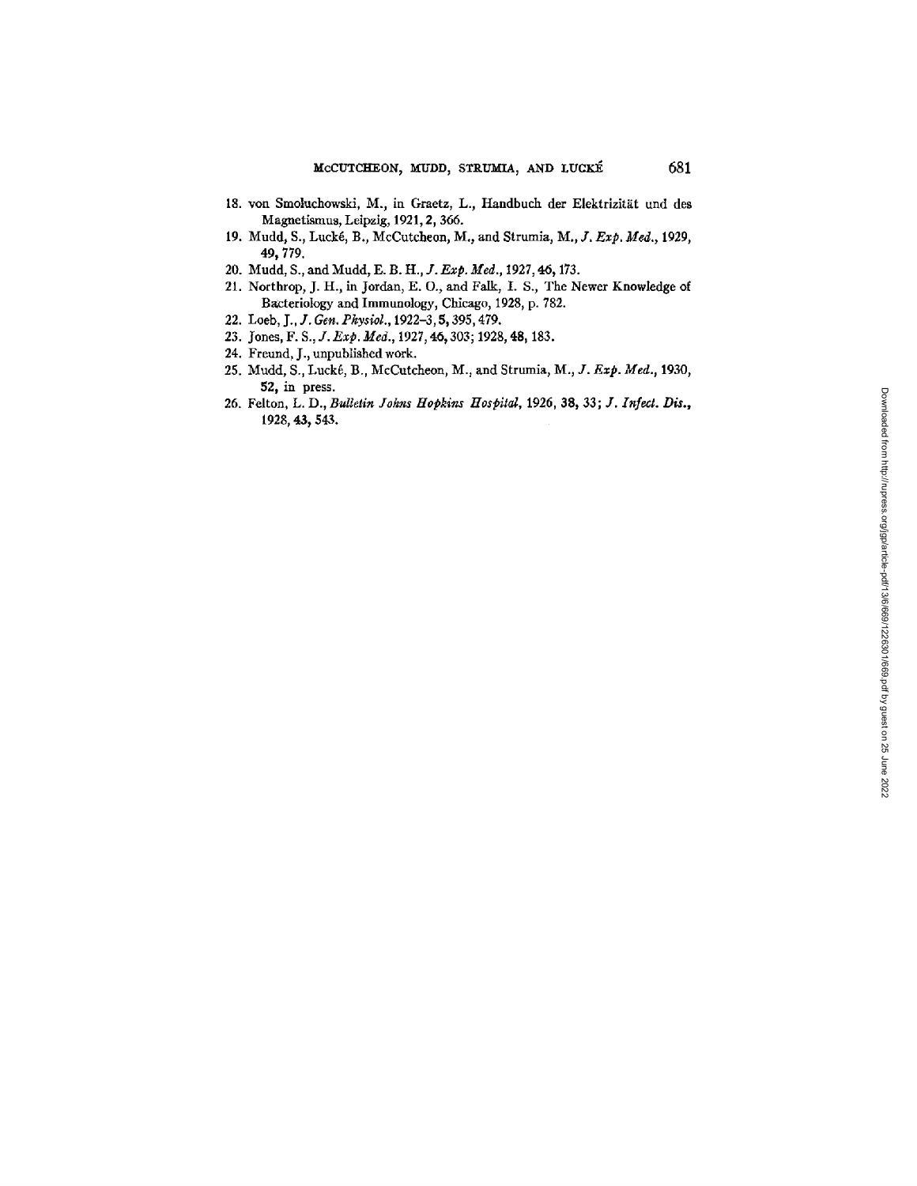18. von Smoluchowski, M., in Graetz, L., Handbuch der Elektrizität und des Magnetismus, Leipzig, 1921, **2**, 366.
19. Mudd, S., Lucké, B., McCutcheon, M., and Strumia, M., *J. Exp. Med.*, 1929, **49**, 779.
20. Mudd, S., and Mudd, E. B. H., *J. Exp. Med.*, 1927, **46**, 173.
21. Northrop, J. H., in Jordan, E. O., and Falk, I. S., The Newer Knowledge of Bacteriology and Immunology, Chicago, 1928, p. 782.
22. Loeb, J., *J. Gen. Physiol.*, 1922–3, **5**, 395, 479.
23. Jones, F. S., *J. Exp. Med.*, 1927, **46**, 303; 1928, **48**, 183.
24. Freund, J., unpublished work.
25. Mudd, S., Lucké, B., McCutcheon, M., and Strumia, M., *J. Exp. Med.*, 1930, **52**, in press.
26. Felton, L. D., *Bulletin Johns Hopkins Hospital*, 1926, **38**, 33; *J. Infect. Dis.*, 1928, **43**, 543.